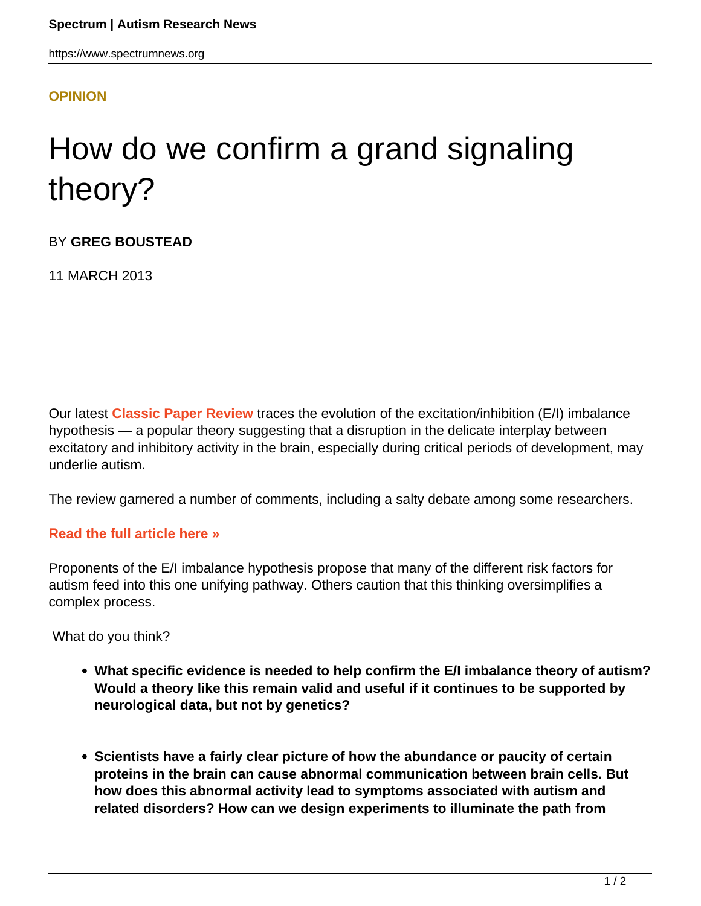**OPINION**

# How do we confirm a grand signaling theory?

BY **GREG BOUSTEAD**

11 MARCH 2013

Our latest **Classic Paper Review** traces the evolution of the excitation/inhibition (E/I) imbalance hypothesis — a popular theory suggesting that a disruption in the delicate interplay between excitatory and inhibitory activity in the brain, especially during critical periods of development, may underlie autism.

The review garnered a number of comments, including a salty debate among some researchers.

**Read the full article here »**

Proponents of the E/I imbalance hypothesis propose that many of the different risk factors for autism feed into this one unifying pathway. Others caution that this thinking oversimplifies a complex process.

What do you think?

- **What specific evidence is needed to help confirm the E/I imbalance theory of autism? Would a theory like this remain valid and useful if it continues to be supported by neurological data, but not by genetics?**

- **Scientists have a fairly clear picture of how the abundance or paucity of certain proteins in the brain can cause abnormal communication between brain cells. But how does this abnormal activity lead to symptoms associated with autism and related disorders? How can we design experiments to illuminate the path from**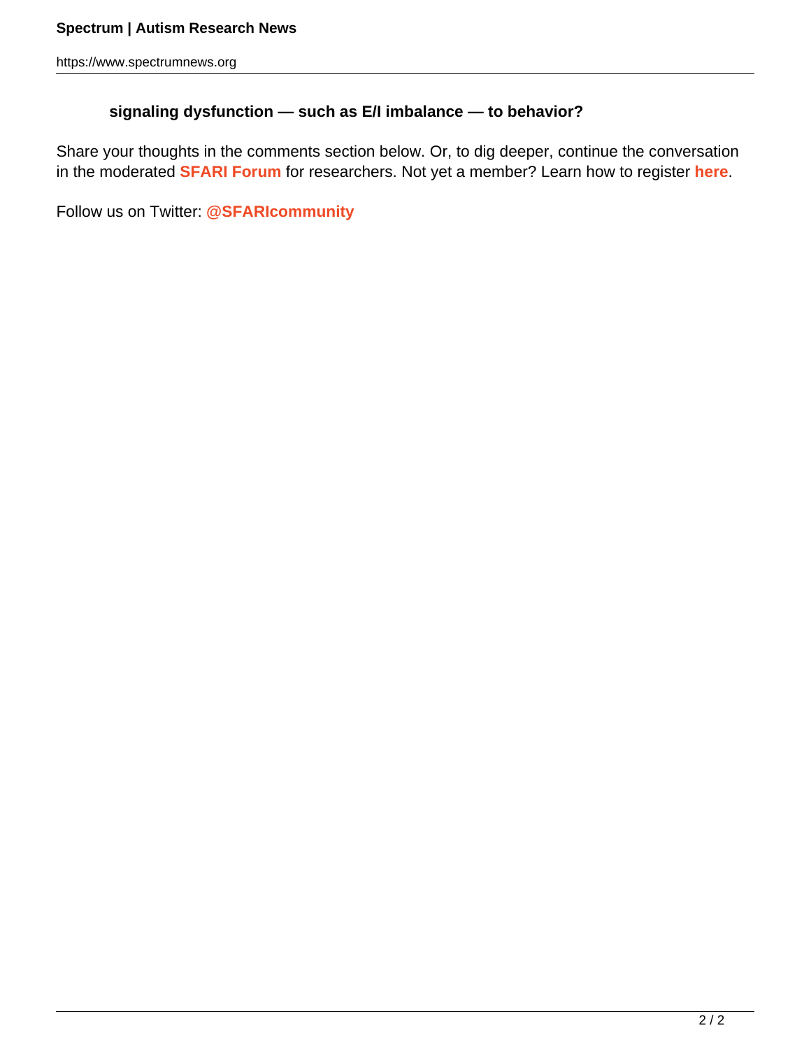**signaling dysfunction — such as E/I imbalance — to behavior?**

Share your thoughts in the comments section below. Or, to dig deeper, continue the conversation in the moderated **SFARI Forum** for researchers. Not yet a member? Learn how to register **here**.

Follow us on Twitter: **@SFARIcommunity**